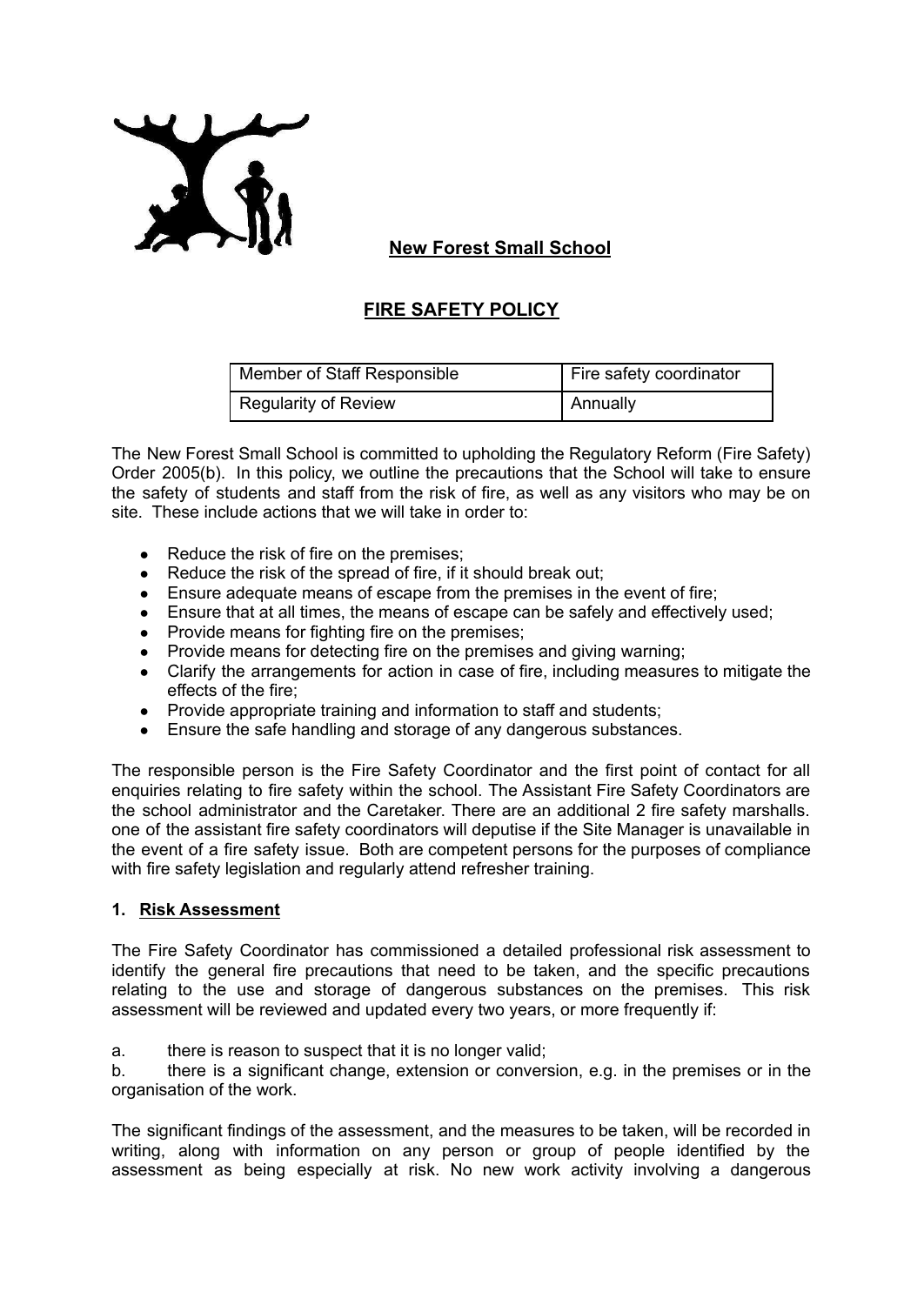# New Forest Small School

## FIRE SAFETY POLICY

| Member of Staff Responsible | Fire safety coordinator |
|---|---|
| Regularity of Review | Annually |

The New Forest Small School is committed to upholding the Regulatory Reform (Fire Safety) Order 2005(b). In this policy, we outline the precautions that the School will take to ensure the safety of students and staff from the risk of fire, as well as any visitors who may be on site. These include actions that we will take in order to:

- Reduce the risk of fire on the premises;
- Reduce the risk of the spread of fire, if it should break out;
- Ensure adequate means of escape from the premises in the event of fire;
- Ensure that at all times, the means of escape can be safely and effectively used;
- Provide means for fighting fire on the premises;
- Provide means for detecting fire on the premises and giving warning;
- Clarify the arrangements for action in case of fire, including measures to mitigate the effects of the fire;
- Provide appropriate training and information to staff and students;
- Ensure the safe handling and storage of any dangerous substances.

The responsible person is the Fire Safety Coordinator and the first point of contact for all enquiries relating to fire safety within the school. The Assistant Fire Safety Coordinators are the school administrator and the Caretaker. There are an additional 2 fire safety marshalls. one of the assistant fire safety coordinators will deputise if the Site Manager is unavailable in the event of a fire safety issue. Both are competent persons for the purposes of compliance with fire safety legislation and regularly attend refresher training.

### 1. Risk Assessment

The Fire Safety Coordinator has commissioned a detailed professional risk assessment to identify the general fire precautions that need to be taken, and the specific precautions relating to the use and storage of dangerous substances on the premises. This risk assessment will be reviewed and updated every two years, or more frequently if:

a. there is reason to suspect that it is no longer valid;

b. there is a significant change, extension or conversion, e.g. in the premises or in the organisation of the work.

The significant findings of the assessment, and the measures to be taken, will be recorded in writing, along with information on any person or group of people identified by the assessment as being especially at risk. No new work activity involving a dangerous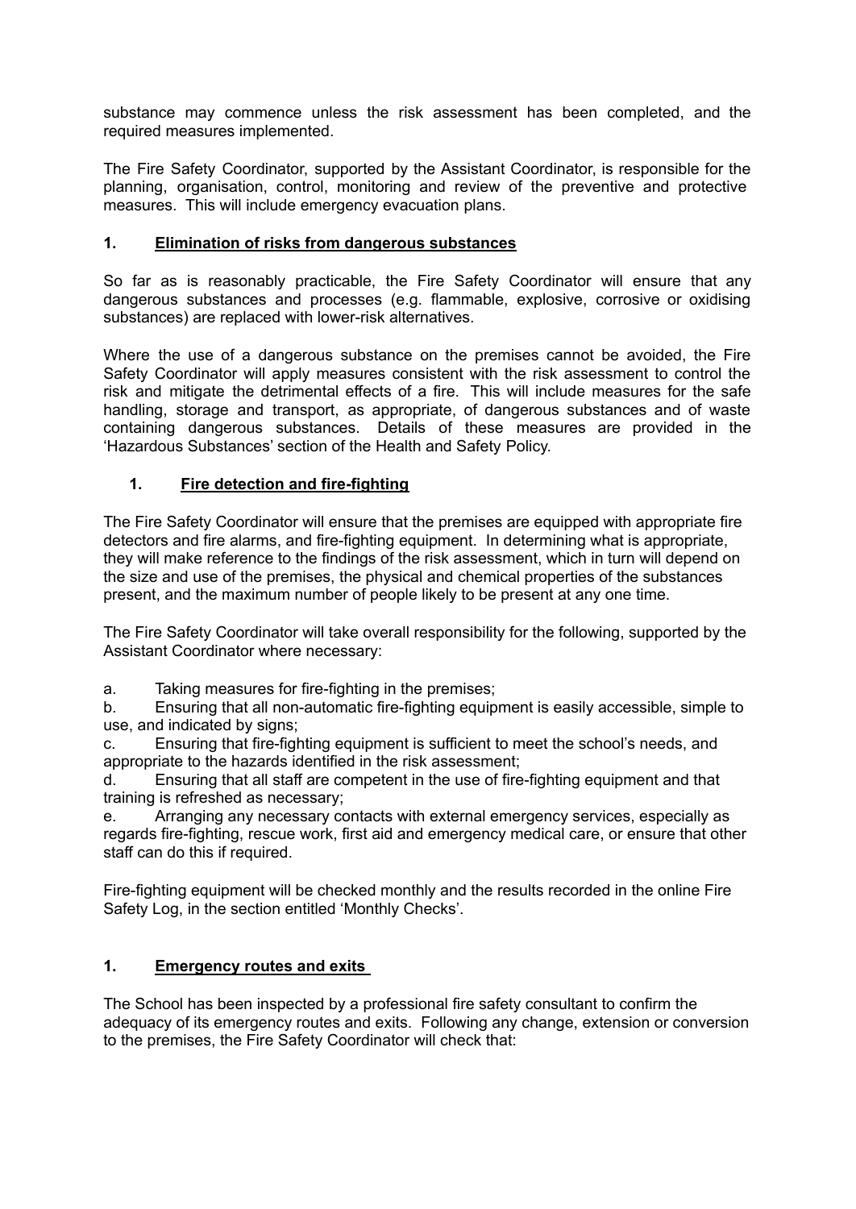substance may commence unless the risk assessment has been completed, and the required measures implemented.

The Fire Safety Coordinator, supported by the Assistant Coordinator, is responsible for the planning, organisation, control, monitoring and review of the preventive and protective measures. This will include emergency evacuation plans.

## 1. <u>Elimination of risks from dangerous substances</u>

So far as is reasonably practicable, the Fire Safety Coordinator will ensure that any dangerous substances and processes (e.g. flammable, explosive, corrosive or oxidising substances) are replaced with lower-risk alternatives.

Where the use of a dangerous substance on the premises cannot be avoided, the Fire Safety Coordinator will apply measures consistent with the risk assessment to control the risk and mitigate the detrimental effects of a fire. This will include measures for the safe handling, storage and transport, as appropriate, of dangerous substances and of waste containing dangerous substances. Details of these measures are provided in the 'Hazardous Substances' section of the Health and Safety Policy.

## 1. <u>Fire detection and fire-fighting</u>

The Fire Safety Coordinator will ensure that the premises are equipped with appropriate fire detectors and fire alarms, and fire-fighting equipment. In determining what is appropriate, they will make reference to the findings of the risk assessment, which in turn will depend on the size and use of the premises, the physical and chemical properties of the substances present, and the maximum number of people likely to be present at any one time.

The Fire Safety Coordinator will take overall responsibility for the following, supported by the Assistant Coordinator where necessary:

a. Taking measures for fire-fighting in the premises;
b. Ensuring that all non-automatic fire-fighting equipment is easily accessible, simple to use, and indicated by signs;
c. Ensuring that fire-fighting equipment is sufficient to meet the school's needs, and appropriate to the hazards identified in the risk assessment;
d. Ensuring that all staff are competent in the use of fire-fighting equipment and that training is refreshed as necessary;
e. Arranging any necessary contacts with external emergency services, especially as regards fire-fighting, rescue work, first aid and emergency medical care, or ensure that other staff can do this if required.

Fire-fighting equipment will be checked monthly and the results recorded in the online Fire Safety Log, in the section entitled 'Monthly Checks'.

## 1. <u>Emergency routes and exits</u>

The School has been inspected by a professional fire safety consultant to confirm the adequacy of its emergency routes and exits. Following any change, extension or conversion to the premises, the Fire Safety Coordinator will check that: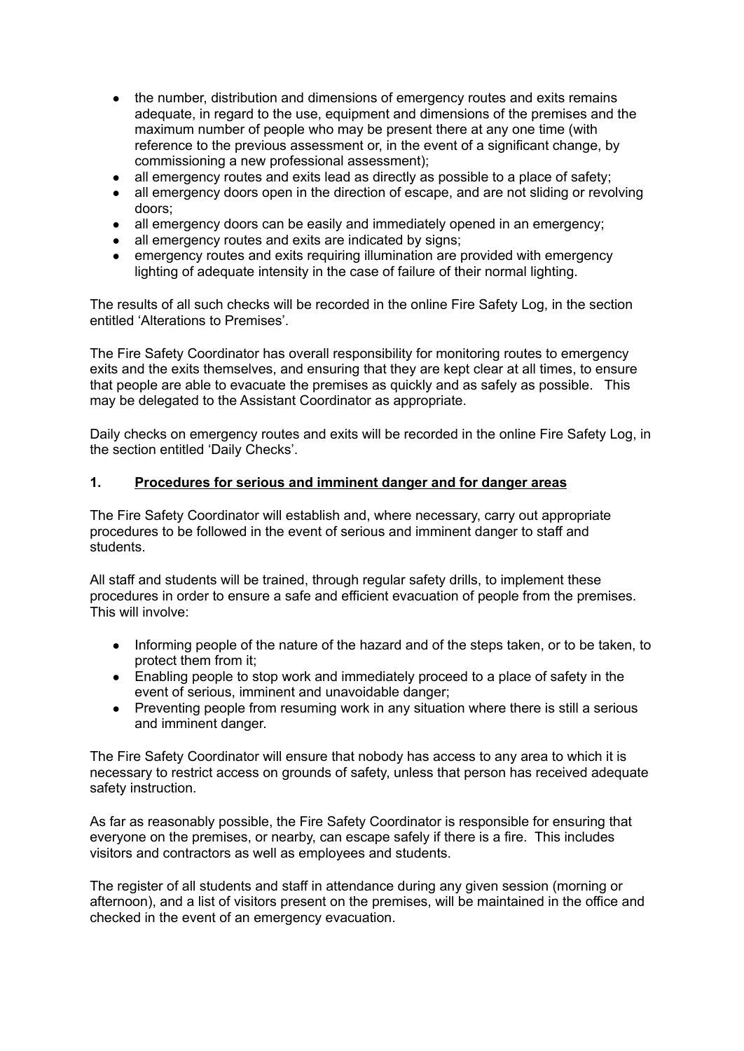- the number, distribution and dimensions of emergency routes and exits remains adequate, in regard to the use, equipment and dimensions of the premises and the maximum number of people who may be present there at any one time (with reference to the previous assessment or, in the event of a significant change, by commissioning a new professional assessment);
- all emergency routes and exits lead as directly as possible to a place of safety;
- all emergency doors open in the direction of escape, and are not sliding or revolving doors;
- all emergency doors can be easily and immediately opened in an emergency;
- all emergency routes and exits are indicated by signs;
- emergency routes and exits requiring illumination are provided with emergency lighting of adequate intensity in the case of failure of their normal lighting.

The results of all such checks will be recorded in the online Fire Safety Log, in the section entitled 'Alterations to Premises'.

The Fire Safety Coordinator has overall responsibility for monitoring routes to emergency exits and the exits themselves, and ensuring that they are kept clear at all times, to ensure that people are able to evacuate the premises as quickly and as safely as possible. This may be delegated to the Assistant Coordinator as appropriate.

Daily checks on emergency routes and exits will be recorded in the online Fire Safety Log, in the section entitled 'Daily Checks'.

## 1. Procedures for serious and imminent danger and for danger areas

The Fire Safety Coordinator will establish and, where necessary, carry out appropriate procedures to be followed in the event of serious and imminent danger to staff and students.

All staff and students will be trained, through regular safety drills, to implement these procedures in order to ensure a safe and efficient evacuation of people from the premises. This will involve:

- Informing people of the nature of the hazard and of the steps taken, or to be taken, to protect them from it;
- Enabling people to stop work and immediately proceed to a place of safety in the event of serious, imminent and unavoidable danger;
- Preventing people from resuming work in any situation where there is still a serious and imminent danger.

The Fire Safety Coordinator will ensure that nobody has access to any area to which it is necessary to restrict access on grounds of safety, unless that person has received adequate safety instruction.

As far as reasonably possible, the Fire Safety Coordinator is responsible for ensuring that everyone on the premises, or nearby, can escape safely if there is a fire. This includes visitors and contractors as well as employees and students.

The register of all students and staff in attendance during any given session (morning or afternoon), and a list of visitors present on the premises, will be maintained in the office and checked in the event of an emergency evacuation.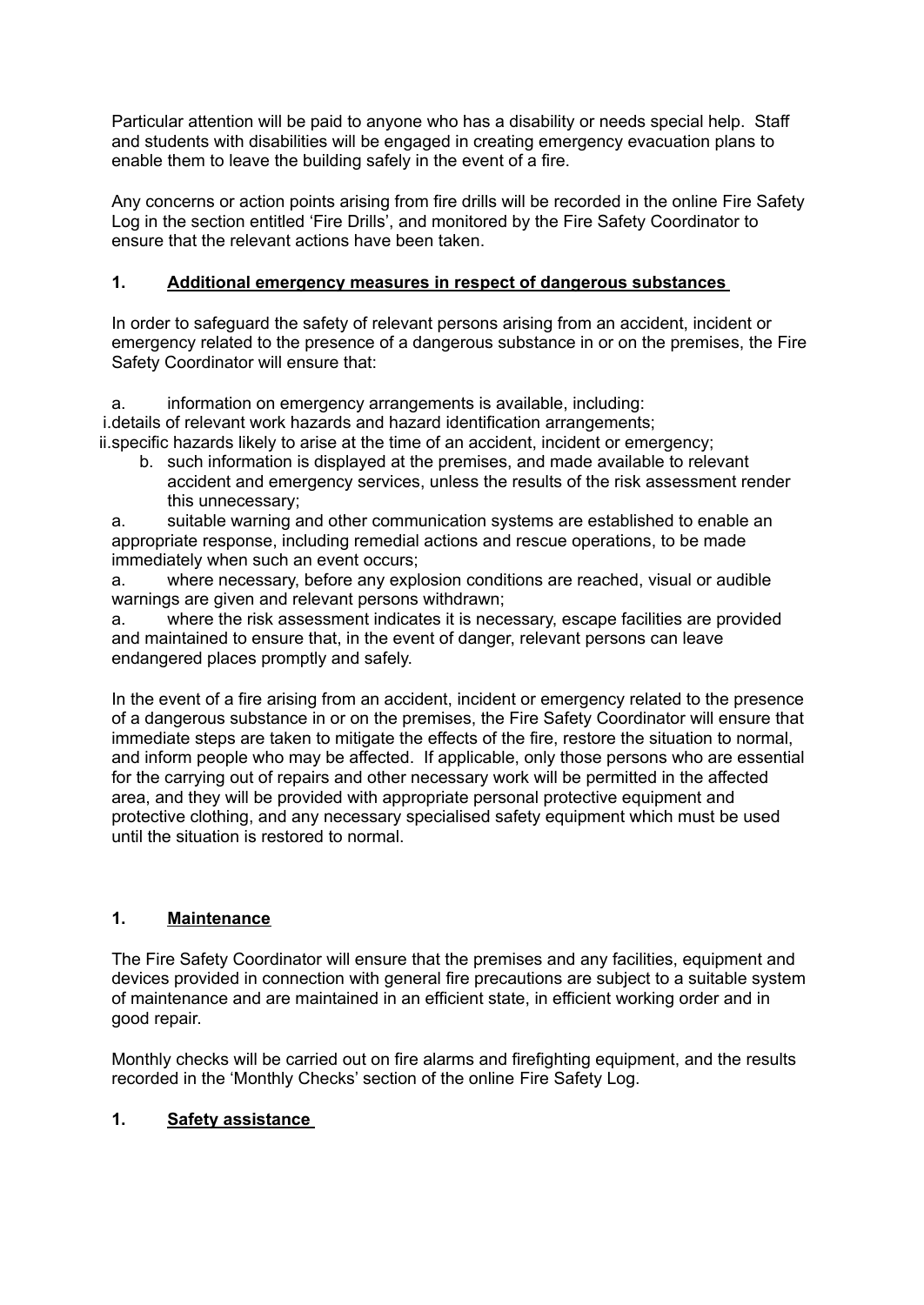Particular attention will be paid to anyone who has a disability or needs special help. Staff and students with disabilities will be engaged in creating emergency evacuation plans to enable them to leave the building safely in the event of a fire.

Any concerns or action points arising from fire drills will be recorded in the online Fire Safety Log in the section entitled 'Fire Drills', and monitored by the Fire Safety Coordinator to ensure that the relevant actions have been taken.

## 1. <u>Additional emergency measures in respect of dangerous substances</u>

In order to safeguard the safety of relevant persons arising from an accident, incident or emergency related to the presence of a dangerous substance in or on the premises, the Fire Safety Coordinator will ensure that:

a. information on emergency arrangements is available, including:
   i. details of relevant work hazards and hazard identification arrangements;
   ii. specific hazards likely to arise at the time of an accident, incident or emergency;

b. such information is displayed at the premises, and made available to relevant accident and emergency services, unless the results of the risk assessment render this unnecessary;

a. suitable warning and other communication systems are established to enable an appropriate response, including remedial actions and rescue operations, to be made immediately when such an event occurs;

a. where necessary, before any explosion conditions are reached, visual or audible warnings are given and relevant persons withdrawn;

a. where the risk assessment indicates it is necessary, escape facilities are provided and maintained to ensure that, in the event of danger, relevant persons can leave endangered places promptly and safely.

In the event of a fire arising from an accident, incident or emergency related to the presence of a dangerous substance in or on the premises, the Fire Safety Coordinator will ensure that immediate steps are taken to mitigate the effects of the fire, restore the situation to normal, and inform people who may be affected. If applicable, only those persons who are essential for the carrying out of repairs and other necessary work will be permitted in the affected area, and they will be provided with appropriate personal protective equipment and protective clothing, and any necessary specialised safety equipment which must be used until the situation is restored to normal.

## 1. <u>Maintenance</u>

The Fire Safety Coordinator will ensure that the premises and any facilities, equipment and devices provided in connection with general fire precautions are subject to a suitable system of maintenance and are maintained in an efficient state, in efficient working order and in good repair.

Monthly checks will be carried out on fire alarms and firefighting equipment, and the results recorded in the 'Monthly Checks' section of the online Fire Safety Log.

## 1. <u>Safety assistance</u>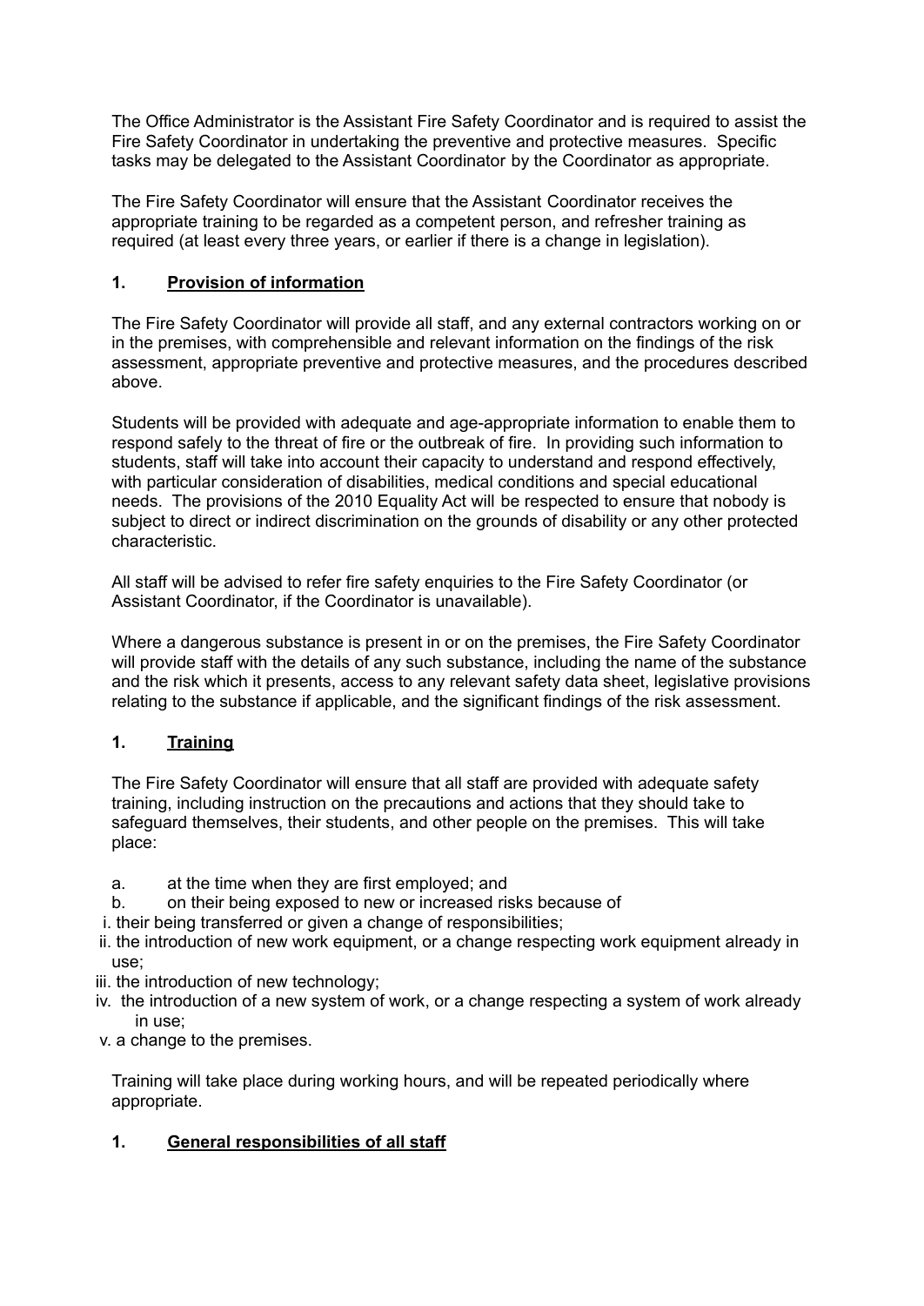The Office Administrator is the Assistant Fire Safety Coordinator and is required to assist the Fire Safety Coordinator in undertaking the preventive and protective measures. Specific tasks may be delegated to the Assistant Coordinator by the Coordinator as appropriate.

The Fire Safety Coordinator will ensure that the Assistant Coordinator receives the appropriate training to be regarded as a competent person, and refresher training as required (at least every three years, or earlier if there is a change in legislation).

## 1. <u>Provision of information</u>

The Fire Safety Coordinator will provide all staff, and any external contractors working on or in the premises, with comprehensible and relevant information on the findings of the risk assessment, appropriate preventive and protective measures, and the procedures described above.

Students will be provided with adequate and age-appropriate information to enable them to respond safely to the threat of fire or the outbreak of fire. In providing such information to students, staff will take into account their capacity to understand and respond effectively, with particular consideration of disabilities, medical conditions and special educational needs. The provisions of the 2010 Equality Act will be respected to ensure that nobody is subject to direct or indirect discrimination on the grounds of disability or any other protected characteristic.

All staff will be advised to refer fire safety enquiries to the Fire Safety Coordinator (or Assistant Coordinator, if the Coordinator is unavailable).

Where a dangerous substance is present in or on the premises, the Fire Safety Coordinator will provide staff with the details of any such substance, including the name of the substance and the risk which it presents, access to any relevant safety data sheet, legislative provisions relating to the substance if applicable, and the significant findings of the risk assessment.

## 1. <u>Training</u>

The Fire Safety Coordinator will ensure that all staff are provided with adequate safety training, including instruction on the precautions and actions that they should take to safeguard themselves, their students, and other people on the premises. This will take place:

a. at the time when they are first employed; and
b. on their being exposed to new or increased risks because of
   i. their being transferred or given a change of responsibilities;
   ii. the introduction of new work equipment, or a change respecting work equipment already in use;
   iii. the introduction of new technology;
   iv. the introduction of a new system of work, or a change respecting a system of work already in use;
   v. a change to the premises.

Training will take place during working hours, and will be repeated periodically where appropriate.

## 1. <u>General responsibilities of all staff</u>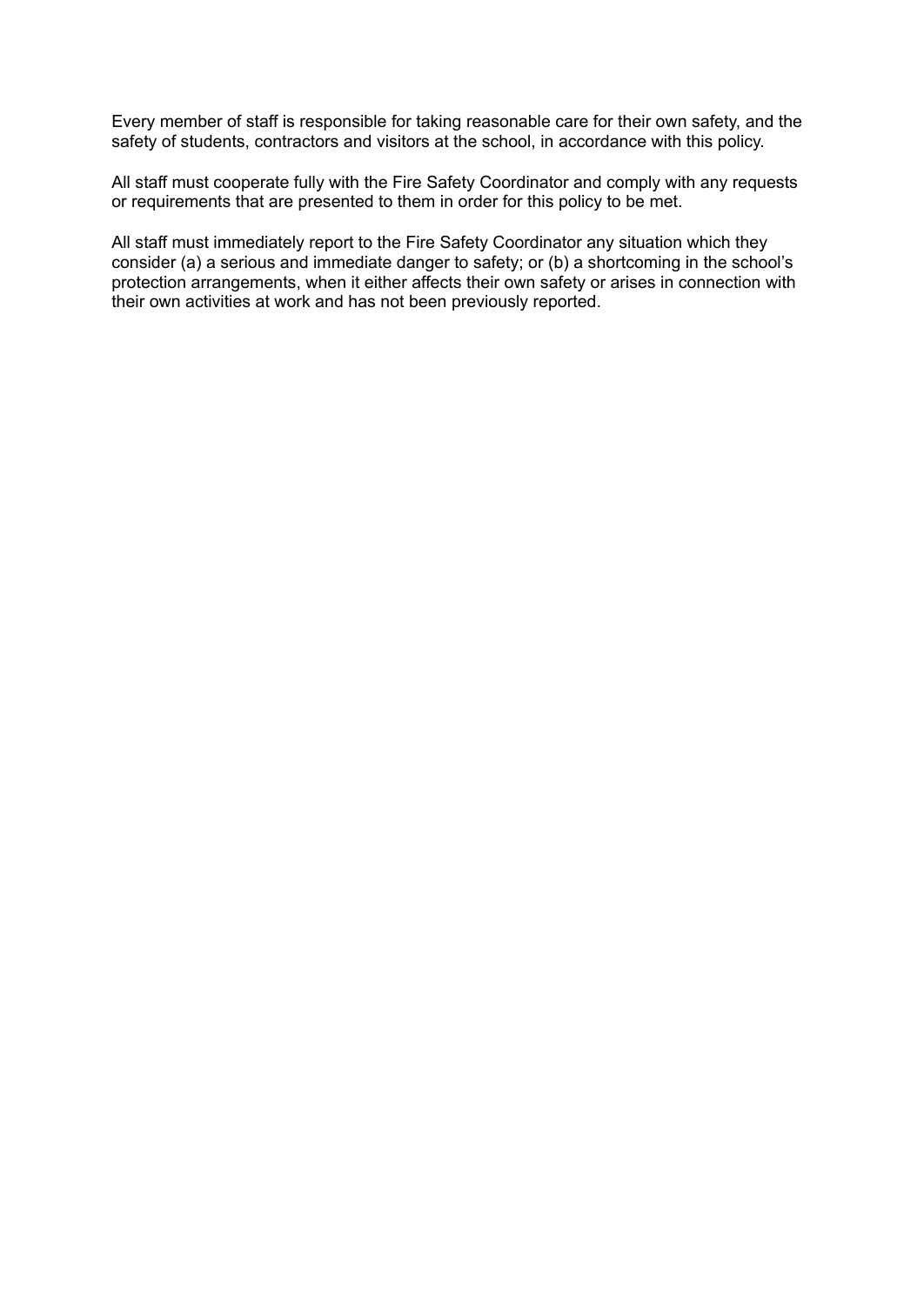Every member of staff is responsible for taking reasonable care for their own safety, and the safety of students, contractors and visitors at the school, in accordance with this policy.

All staff must cooperate fully with the Fire Safety Coordinator and comply with any requests or requirements that are presented to them in order for this policy to be met.

All staff must immediately report to the Fire Safety Coordinator any situation which they consider (a) a serious and immediate danger to safety; or (b) a shortcoming in the school's protection arrangements, when it either affects their own safety or arises in connection with their own activities at work and has not been previously reported.